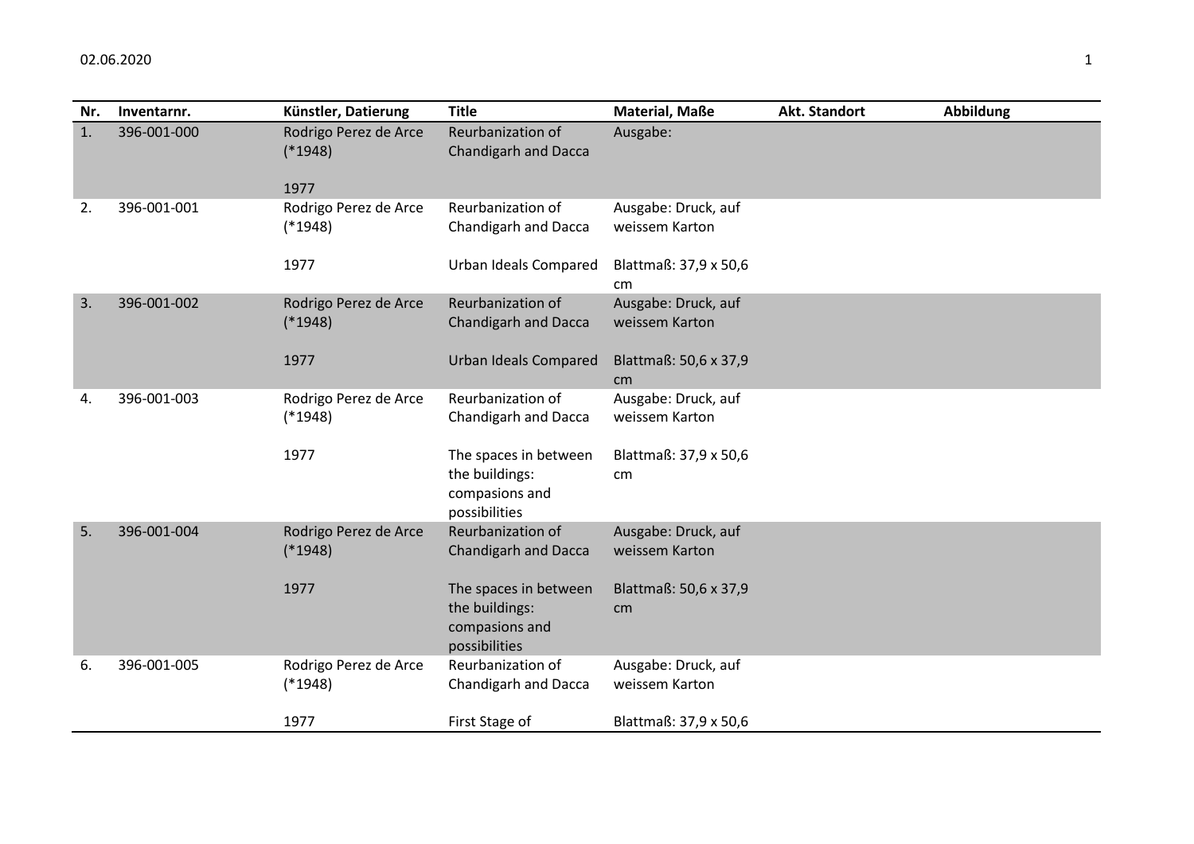| Nr. | Inventarnr. | Künstler, Datierung | Title | Material, Maße | Akt. Standort | Abbildung |
|---|---|---|---|---|---|---|
| 1. | 396-001-000 | Rodrigo Perez de Arce (*1948)<br><br>1977 | Reurbanization of Chandigarh and Dacca | Ausgabe: | | |
| 2. | 396-001-001 | Rodrigo Perez de Arce (*1948)<br><br>1977 | Reurbanization of Chandigarh and Dacca<br><br>Urban Ideals Compared | Ausgabe: Druck, auf weissem Karton<br><br>Blattmaß: 37,9 x 50,6 cm | | |
| 3. | 396-001-002 | Rodrigo Perez de Arce (*1948)<br><br>1977 | Reurbanization of Chandigarh and Dacca<br><br>Urban Ideals Compared | Ausgabe: Druck, auf weissem Karton<br><br>Blattmaß: 50,6 x 37,9 cm | | |
| 4. | 396-001-003 | Rodrigo Perez de Arce (*1948)<br><br>1977 | Reurbanization of Chandigarh and Dacca<br><br>The spaces in between the buildings: compasions and possibilities | Ausgabe: Druck, auf weissem Karton<br><br>Blattmaß: 37,9 x 50,6 cm | | |
| 5. | 396-001-004 | Rodrigo Perez de Arce (*1948)<br><br>1977 | Reurbanization of Chandigarh and Dacca<br><br>The spaces in between the buildings: compasions and possibilities | Ausgabe: Druck, auf weissem Karton<br><br>Blattmaß: 50,6 x 37,9 cm | | |
| 6. | 396-001-005 | Rodrigo Perez de Arce (*1948)<br><br>1977 | Reurbanization of Chandigarh and Dacca<br><br>First Stage of | Ausgabe: Druck, auf weissem Karton<br><br>Blattmaß: 37,9 x 50,6 | | |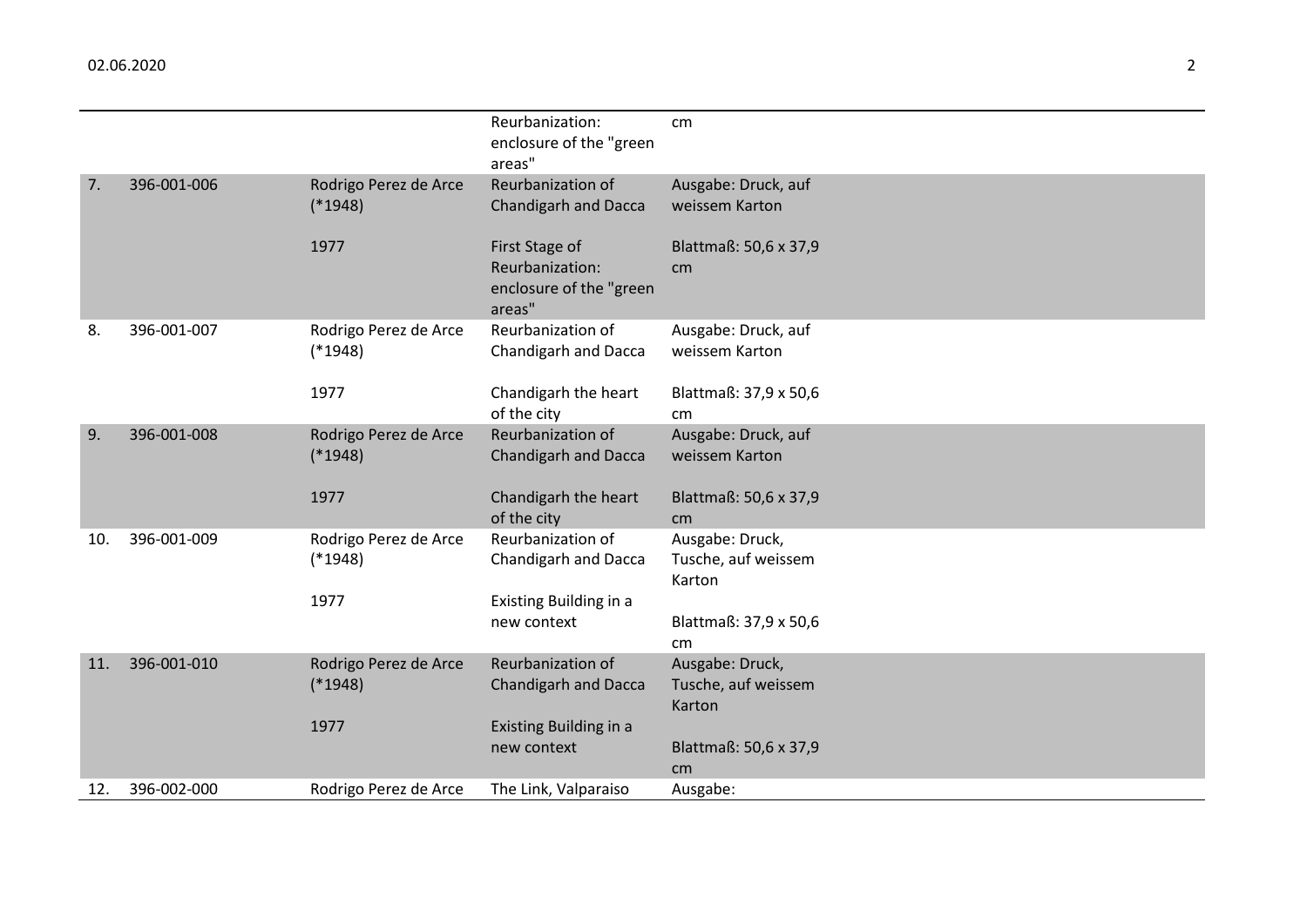| | | | | |
|---|---|---|---|---|
| | | | Reurbanization: enclosure of the "green areas" | cm |
| 7. | 396-001-006 | Rodrigo Perez de Arce (*1948)<br><br>1977 | Reurbanization of Chandigarh and Dacca<br><br>First Stage of Reurbanization: enclosure of the "green areas" | Ausgabe: Druck, auf weissem Karton<br><br>Blattmaß: 50,6 x 37,9 cm |
| 8. | 396-001-007 | Rodrigo Perez de Arce (*1948)<br><br>1977 | Reurbanization of Chandigarh and Dacca<br><br>Chandigarh the heart of the city | Ausgabe: Druck, auf weissem Karton<br><br>Blattmaß: 37,9 x 50,6 cm |
| 9. | 396-001-008 | Rodrigo Perez de Arce (*1948)<br><br>1977 | Reurbanization of Chandigarh and Dacca<br><br>Chandigarh the heart of the city | Ausgabe: Druck, auf weissem Karton<br><br>Blattmaß: 50,6 x 37,9 cm |
| 10. | 396-001-009 | Rodrigo Perez de Arce (*1948)<br><br>1977 | Reurbanization of Chandigarh and Dacca<br><br>Existing Building in a new context | Ausgabe: Druck, Tusche, auf weissem Karton<br><br>Blattmaß: 37,9 x 50,6 cm |
| 11. | 396-001-010 | Rodrigo Perez de Arce (*1948)<br><br>1977 | Reurbanization of Chandigarh and Dacca<br><br>Existing Building in a new context | Ausgabe: Druck, Tusche, auf weissem Karton<br><br>Blattmaß: 50,6 x 37,9 cm |
| 12. | 396-002-000 | Rodrigo Perez de Arce | The Link, Valparaiso | Ausgabe: |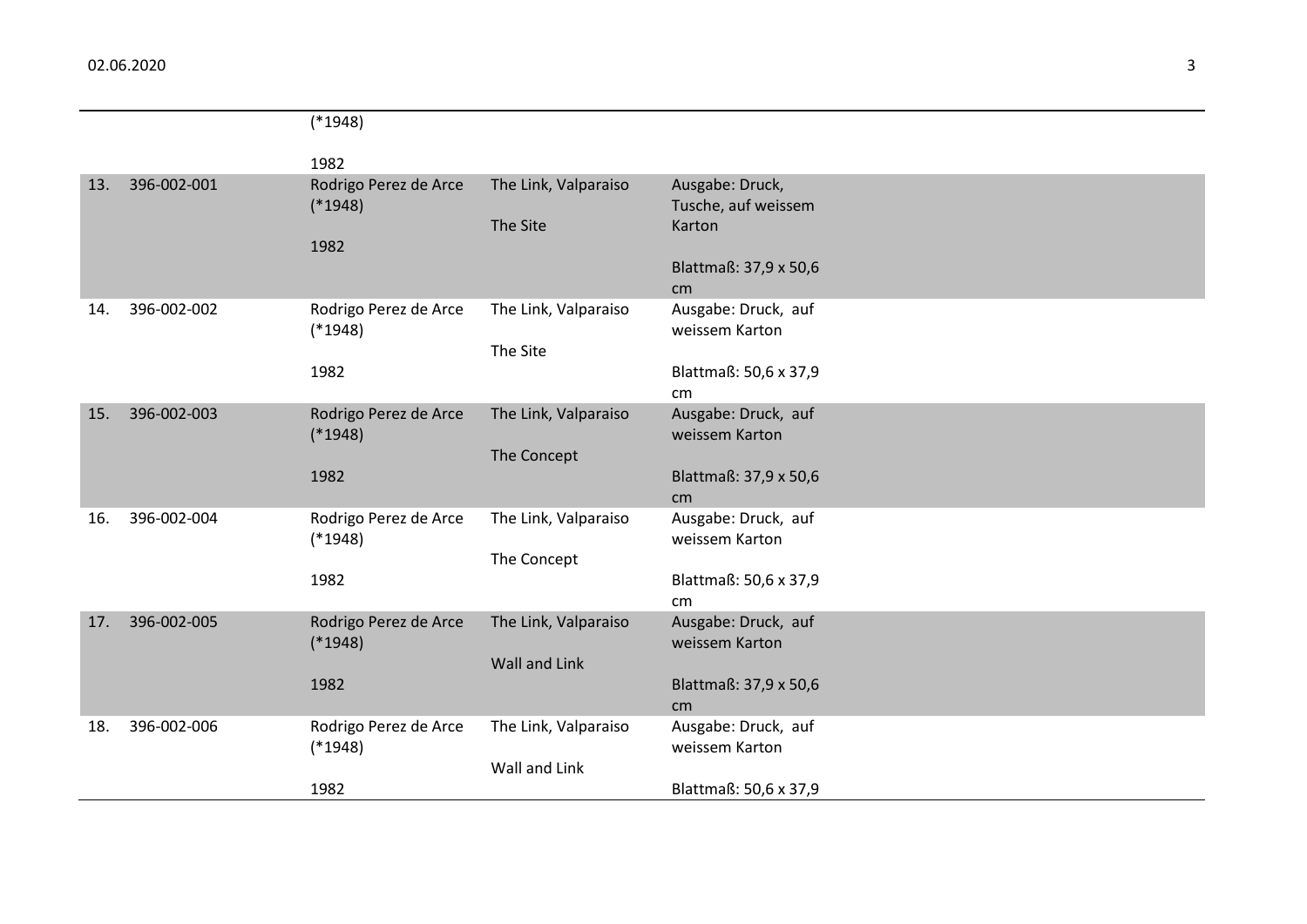| | | | | |
|---|---|---|---|---|
| | | (*1948)<br><br>1982 | | |
| 13. | 396-002-001 | Rodrigo Perez de Arce (*1948)<br><br>1982 | The Link, Valparaiso<br><br>The Site | Ausgabe: Druck, Tusche, auf weissem Karton<br><br>Blattmaß: 37,9 x 50,6 cm |
| 14. | 396-002-002 | Rodrigo Perez de Arce (*1948)<br><br>1982 | The Link, Valparaiso<br><br>The Site | Ausgabe: Druck, auf weissem Karton<br><br>Blattmaß: 50,6 x 37,9 cm |
| 15. | 396-002-003 | Rodrigo Perez de Arce (*1948)<br><br>1982 | The Link, Valparaiso<br><br>The Concept | Ausgabe: Druck, auf weissem Karton<br><br>Blattmaß: 37,9 x 50,6 cm |
| 16. | 396-002-004 | Rodrigo Perez de Arce (*1948)<br><br>1982 | The Link, Valparaiso<br><br>The Concept | Ausgabe: Druck, auf weissem Karton<br><br>Blattmaß: 50,6 x 37,9 cm |
| 17. | 396-002-005 | Rodrigo Perez de Arce (*1948)<br><br>1982 | The Link, Valparaiso<br><br>Wall and Link | Ausgabe: Druck, auf weissem Karton<br><br>Blattmaß: 37,9 x 50,6 cm |
| 18. | 396-002-006 | Rodrigo Perez de Arce (*1948)<br><br>1982 | The Link, Valparaiso<br><br>Wall and Link | Ausgabe: Druck, auf weissem Karton<br><br>Blattmaß: 50,6 x 37,9 |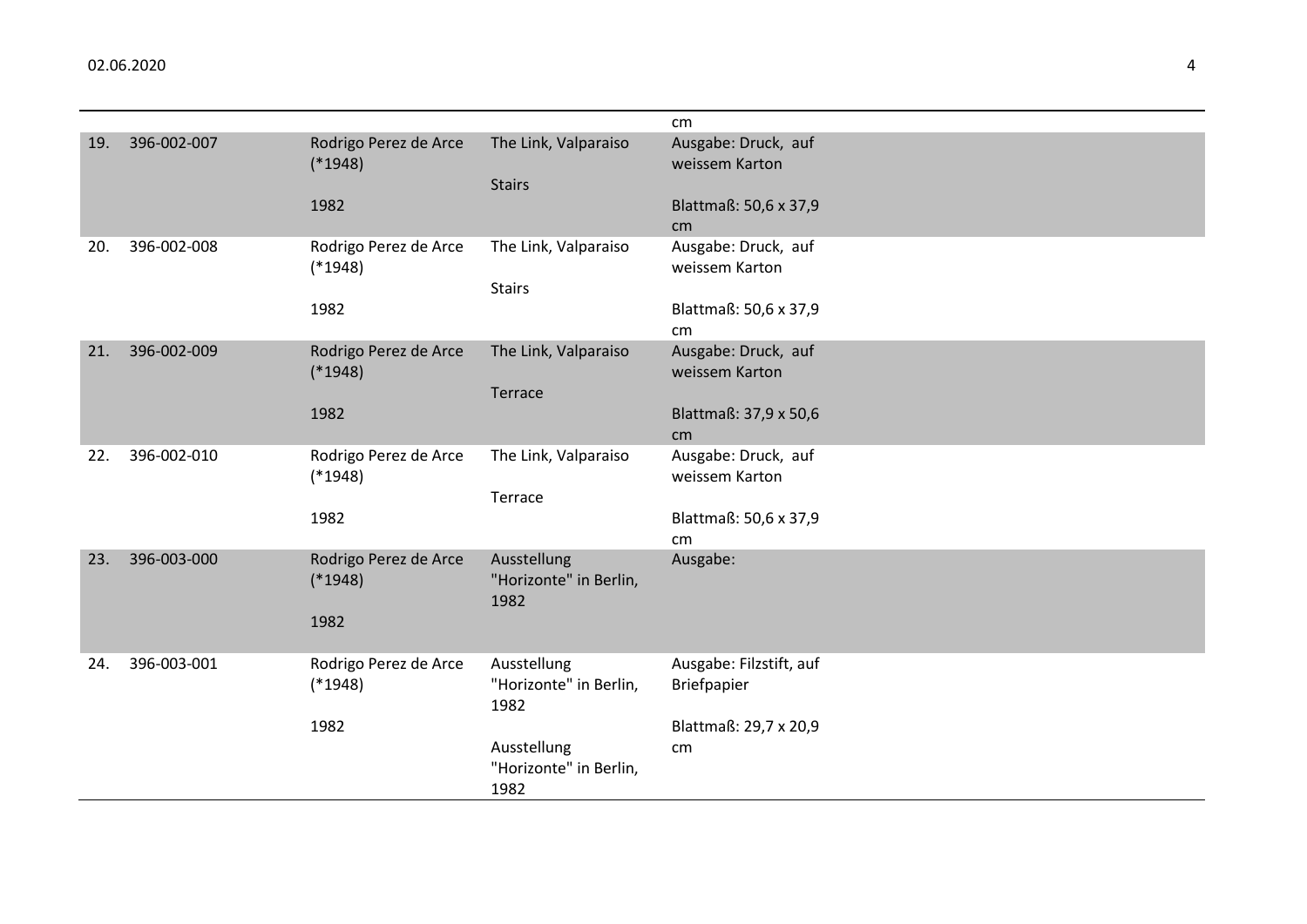| | | | | |
|---|---|---|---|---|
| | | | | cm |
| 19. | 396-002-007 | Rodrigo Perez de Arce (*1948)<br><br>1982 | The Link, Valparaiso<br><br>Stairs | Ausgabe: Druck, auf weissem Karton<br><br>Blattmaß: 50,6 x 37,9 cm |
| 20. | 396-002-008 | Rodrigo Perez de Arce (*1948)<br><br>1982 | The Link, Valparaiso<br><br>Stairs | Ausgabe: Druck, auf weissem Karton<br><br>Blattmaß: 50,6 x 37,9 cm |
| 21. | 396-002-009 | Rodrigo Perez de Arce (*1948)<br><br>1982 | The Link, Valparaiso<br><br>Terrace | Ausgabe: Druck, auf weissem Karton<br><br>Blattmaß: 37,9 x 50,6 cm |
| 22. | 396-002-010 | Rodrigo Perez de Arce (*1948)<br><br>1982 | The Link, Valparaiso<br><br>Terrace | Ausgabe: Druck, auf weissem Karton<br><br>Blattmaß: 50,6 x 37,9 cm |
| 23. | 396-003-000 | Rodrigo Perez de Arce (*1948)<br><br>1982 | Ausstellung "Horizonte" in Berlin, 1982 | Ausgabe: |
| 24. | 396-003-001 | Rodrigo Perez de Arce (*1948)<br><br>1982 | Ausstellung "Horizonte" in Berlin, 1982<br><br>Ausstellung "Horizonte" in Berlin, 1982 | Ausgabe: Filzstift, auf Briefpapier<br><br>Blattmaß: 29,7 x 20,9 cm |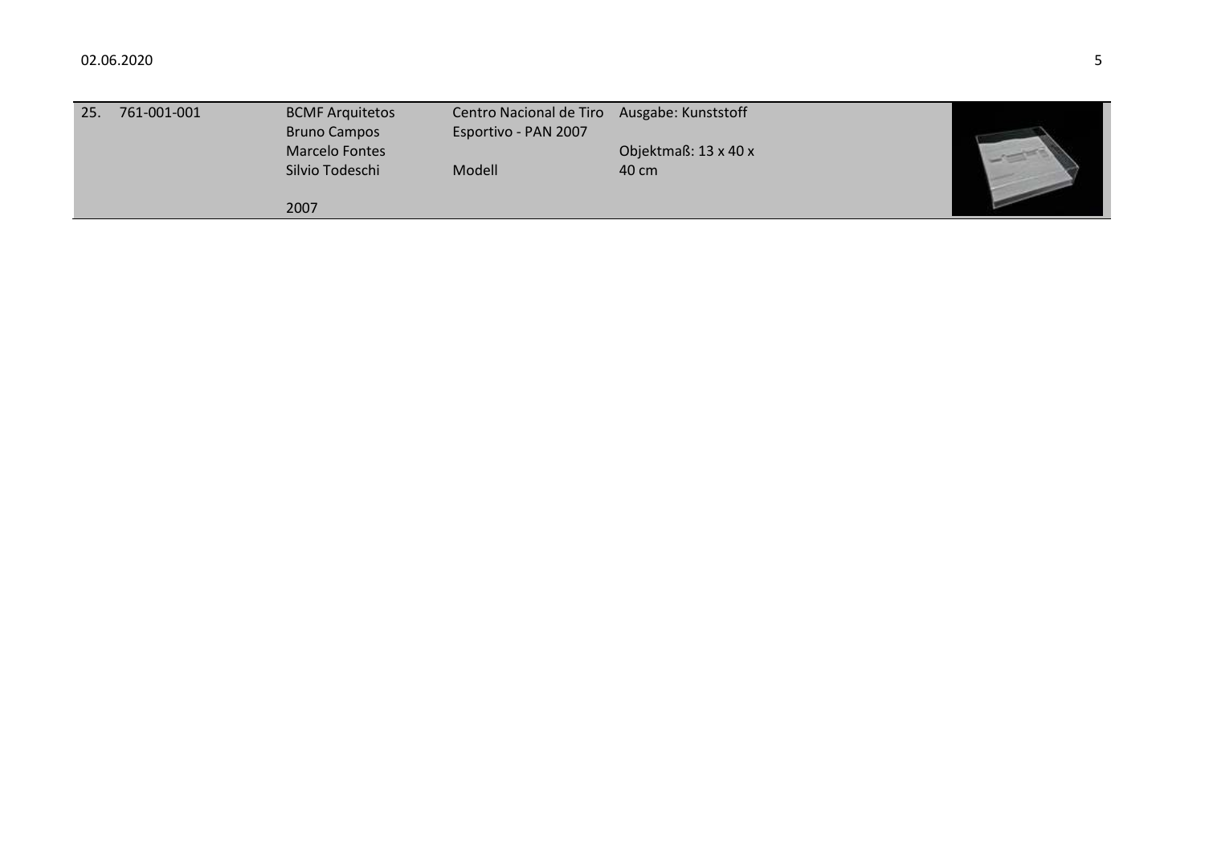| | | | | | |
|---|---|---|---|---|---|
| 25. | 761-001-001 | BCMF Arquitetos<br>Bruno Campos<br>Marcelo Fontes<br>Silvio Todeschi<br><br>2007 | Centro Nacional de Tiro Esportivo - PAN 2007<br><br>Modell | Ausgabe: Kunststoff<br><br>Objektmaß: 13 x 40 x 40 cm | |